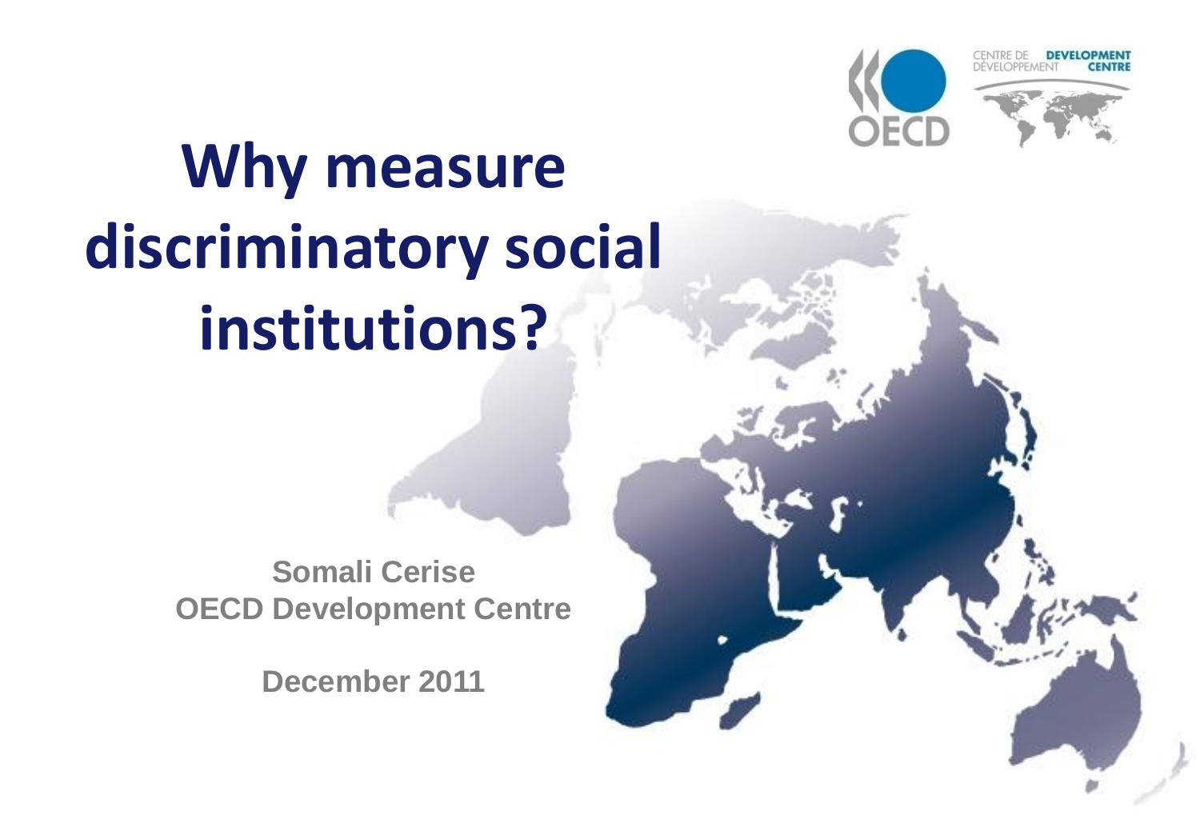# Why measure discriminatory social institutions?

**Somali Cerise**
**OECD Development Centre**

**December 2011**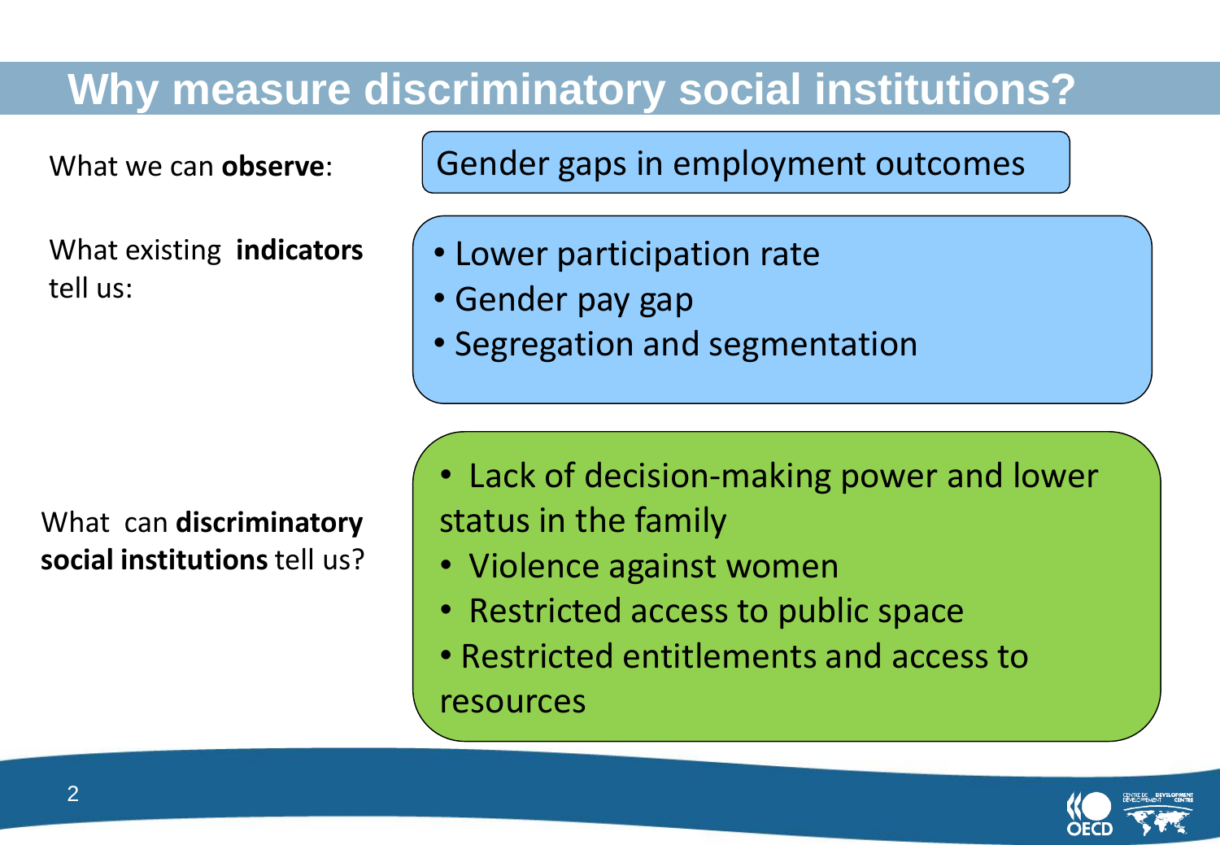# Why measure discriminatory social institutions?

What we can **observe**:

Gender gaps in employment outcomes

What existing **indicators** tell us:

- Lower participation rate
- Gender pay gap
- Segregation and segmentation

What can **discriminatory social institutions** tell us?

- Lack of decision-making power and lower status in the family
- Violence against women
- Restricted access to public space
- Restricted entitlements and access to resources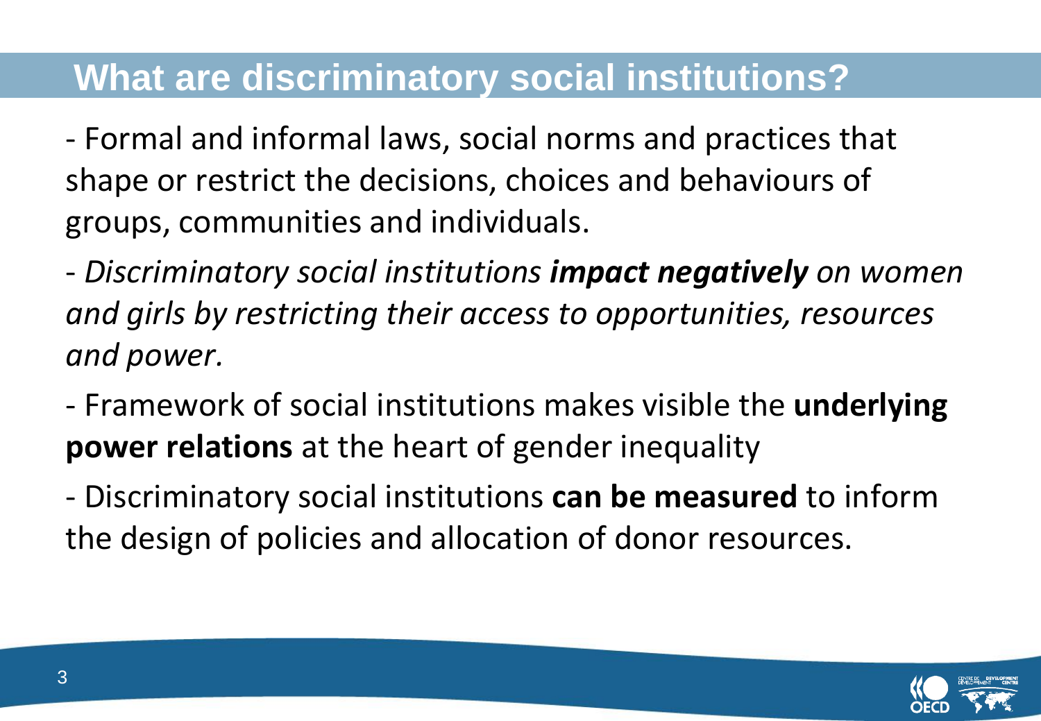# What are discriminatory social institutions?

- Formal and informal laws, social norms and practices that shape or restrict the decisions, choices and behaviours of groups, communities and individuals.

- *Discriminatory social institutions* ***impact negatively*** *on women and girls by restricting their access to opportunities, resources and power.*

- Framework of social institutions makes visible the **underlying power relations** at the heart of gender inequality

- Discriminatory social institutions **can be measured** to inform the design of policies and allocation of donor resources.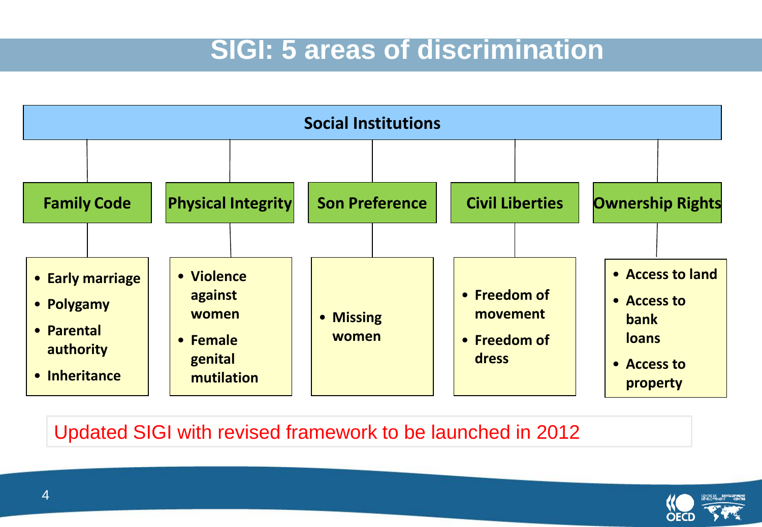# SIGI: 5 areas of discrimination

## Social Institutions

### Family Code
- Early marriage
- Polygamy
- Parental authority
- Inheritance

### Physical Integrity
- Violence against women
- Female genital mutilation

### Son Preference
- Missing women

### Civil Liberties
- Freedom of movement
- Freedom of dress

### Ownership Rights
- Access to land
- Access to bank loans
- Access to property

Updated SIGI with revised framework to be launched in 2012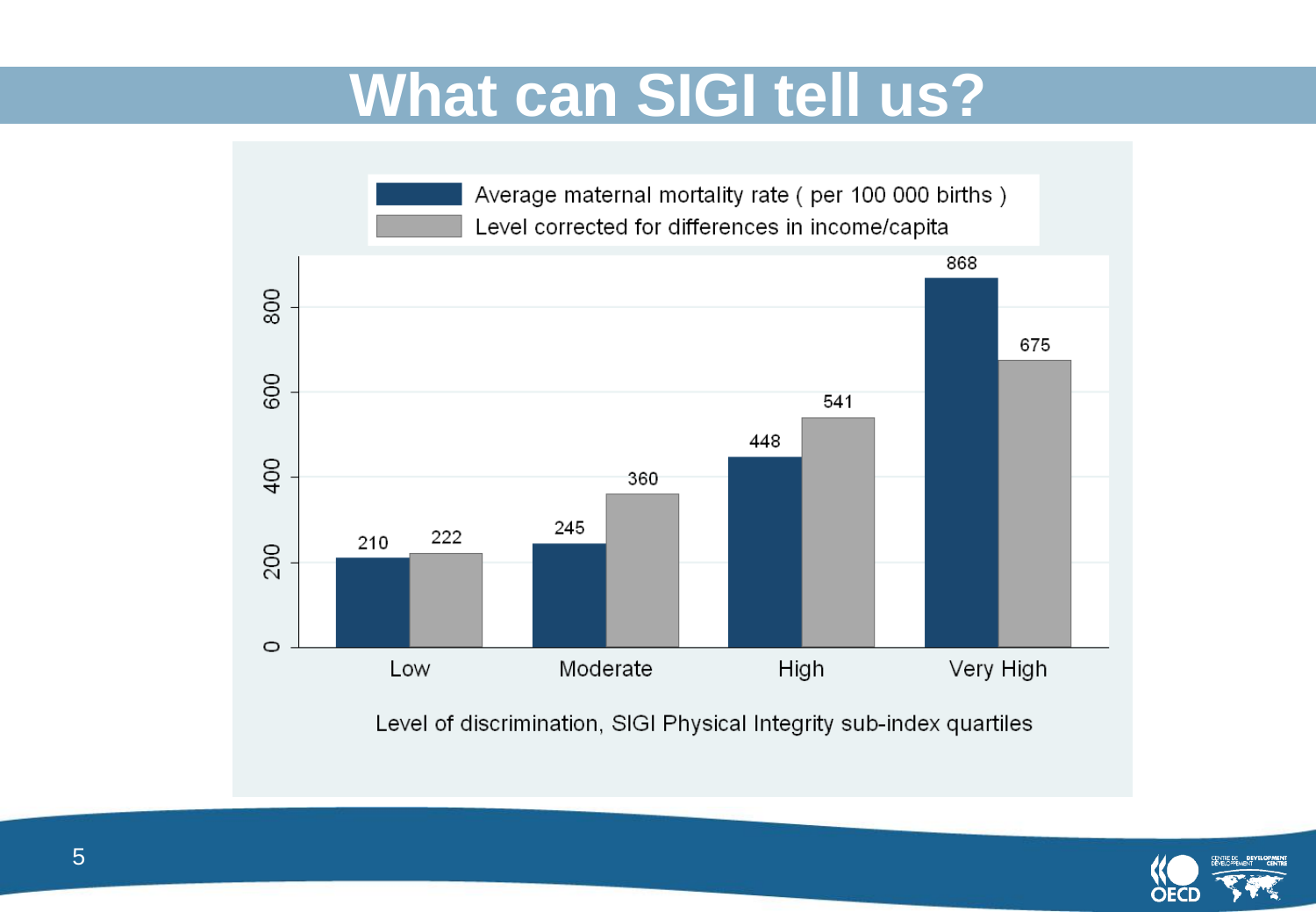# What can SIGI tell us?

| Level of discrimination, SIGI Physical Integrity sub-index quartiles | Average maternal mortality rate ( per 100 000 births ) | Level corrected for differences in income/capita |
|---|---|---|
| Low | 210 | 222 |
| Moderate | 245 | 360 |
| High | 448 | 541 |
| Very High | 868 | 675 |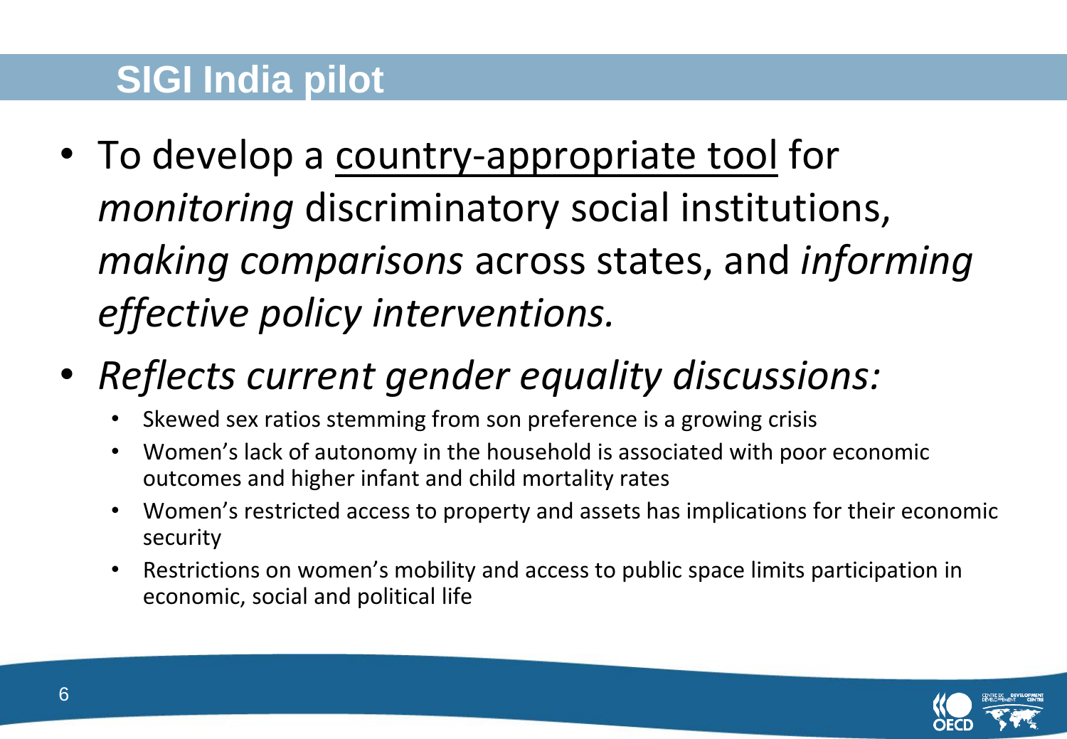# SIGI India pilot

- To develop a <u>country-appropriate tool</u> for *monitoring* discriminatory social institutions, *making comparisons* across states, and *informing effective policy interventions.*
- *Reflects current gender equality discussions:*
  - Skewed sex ratios stemming from son preference is a growing crisis
  - Women's lack of autonomy in the household is associated with poor economic outcomes and higher infant and child mortality rates
  - Women's restricted access to property and assets has implications for their economic security
  - Restrictions on women's mobility and access to public space limits participation in economic, social and political life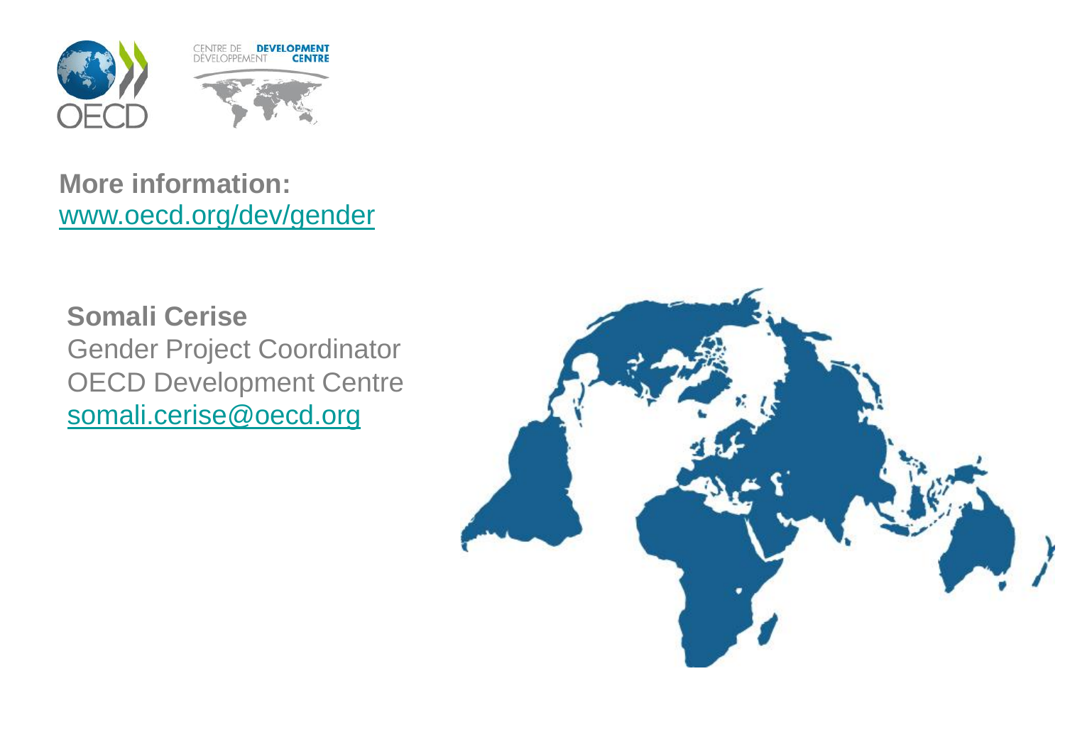**More information:**
www.oecd.org/dev/gender

**Somali Cerise**
Gender Project Coordinator
OECD Development Centre
somali.cerise@oecd.org